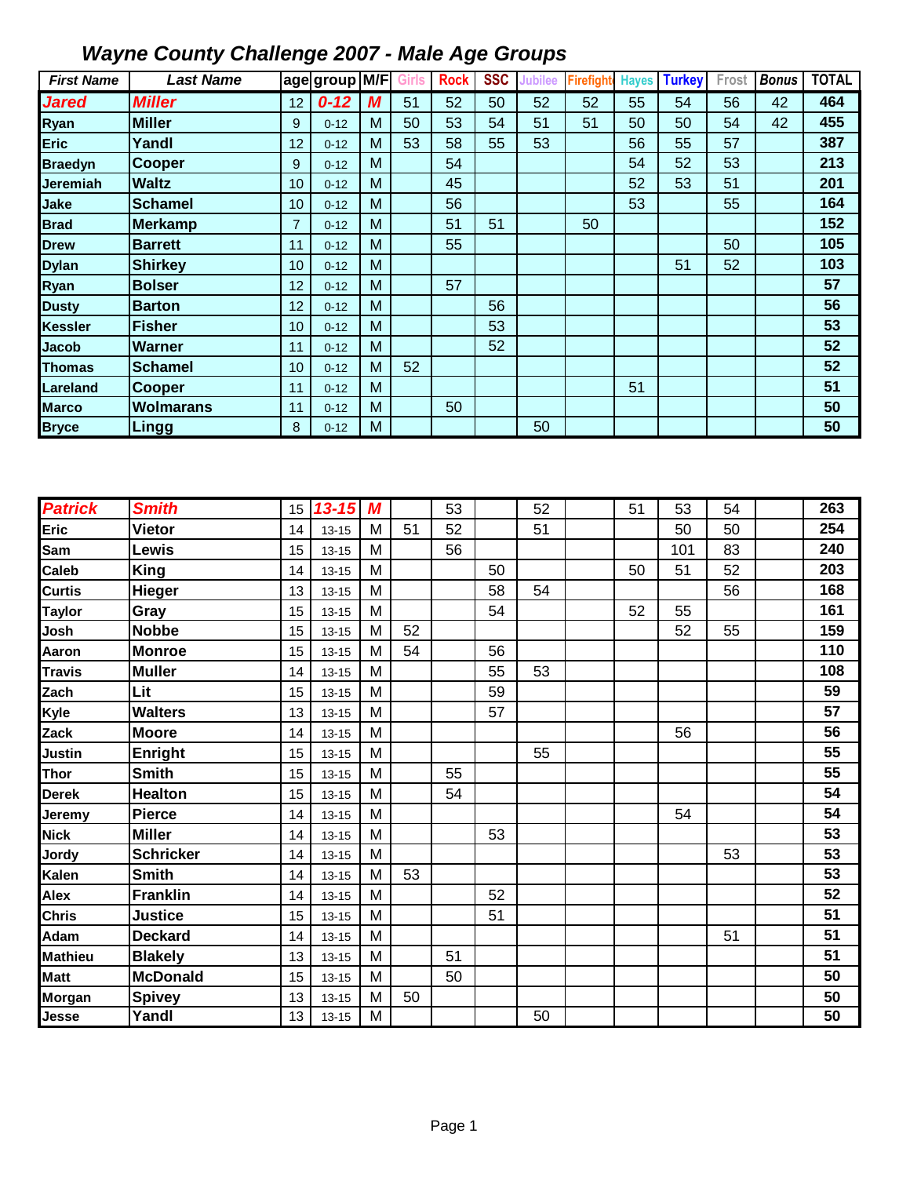# Wayne County Challenge 2007 - Male Age Groups

| First Name | Last Name | age | group | M/F | Girls | Rock | SSC | Jubilee | Firefight | Hayes | Turkey | Frost | Bonus | TOTAL |
|---|---|---|---|---|---|---|---|---|---|---|---|---|---|---|
| Jared | Miller | 12 | 0-12 | M | 51 | 52 | 50 | 52 | 52 | 55 | 54 | 56 | 42 | 464 |
| Ryan | Miller | 9 | 0-12 | M | 50 | 53 | 54 | 51 | 51 | 50 | 50 | 54 | 42 | 455 |
| Eric | Yandl | 12 | 0-12 | M | 53 | 58 | 55 | 53 | | 56 | 55 | 57 | | 387 |
| Braedyn | Cooper | 9 | 0-12 | M | | 54 | | | | 54 | 52 | 53 | | 213 |
| Jeremiah | Waltz | 10 | 0-12 | M | | 45 | | | | 52 | 53 | 51 | | 201 |
| Jake | Schamel | 10 | 0-12 | M | | 56 | | | | 53 | | 55 | | 164 |
| Brad | Merkamp | 7 | 0-12 | M | | 51 | 51 | | 50 | | | | | 152 |
| Drew | Barrett | 11 | 0-12 | M | | 55 | | | | | | 50 | | 105 |
| Dylan | Shirkey | 10 | 0-12 | M | | | | | | | 51 | 52 | | 103 |
| Ryan | Bolser | 12 | 0-12 | M | | 57 | | | | | | | | 57 |
| Dusty | Barton | 12 | 0-12 | M | | | 56 | | | | | | | 56 |
| Kessler | Fisher | 10 | 0-12 | M | | | 53 | | | | | | | 53 |
| Jacob | Warner | 11 | 0-12 | M | | | 52 | | | | | | | 52 |
| Thomas | Schamel | 10 | 0-12 | M | 52 | | | | | | | | | 52 |
| Lareland | Cooper | 11 | 0-12 | M | | | | | | 51 | | | | 51 |
| Marco | Wolmarans | 11 | 0-12 | M | | 50 | | | | | | | | 50 |
| Bryce | Lingg | 8 | 0-12 | M | | | | 50 | | | | | | 50 |

| First Name | Last Name | age | group | M/F | Girls | Rock | SSC | Jubilee | Firefight | Hayes | Turkey | Frost | Bonus | TOTAL |
|---|---|---|---|---|---|---|---|---|---|---|---|---|---|---|
| Patrick | Smith | 15 | 13-15 | M | | 53 | | 52 | | 51 | 53 | 54 | | 263 |
| Eric | Vietor | 14 | 13-15 | M | 51 | 52 | | 51 | | | 50 | 50 | | 254 |
| Sam | Lewis | 15 | 13-15 | M | | 56 | | | | | 101 | 83 | | 240 |
| Caleb | King | 14 | 13-15 | M | | | 50 | | | 50 | 51 | 52 | | 203 |
| Curtis | Hieger | 13 | 13-15 | M | | | 58 | 54 | | | | 56 | | 168 |
| Taylor | Gray | 15 | 13-15 | M | | | 54 | | | 52 | 55 | | | 161 |
| Josh | Nobbe | 15 | 13-15 | M | 52 | | | | | | 52 | 55 | | 159 |
| Aaron | Monroe | 15 | 13-15 | M | 54 | | 56 | | | | | | | 110 |
| Travis | Muller | 14 | 13-15 | M | | | 55 | 53 | | | | | | 108 |
| Zach | Lit | 15 | 13-15 | M | | | 59 | | | | | | | 59 |
| Kyle | Walters | 13 | 13-15 | M | | | 57 | | | | | | | 57 |
| Zack | Moore | 14 | 13-15 | M | | | | | | | 56 | | | 56 |
| Justin | Enright | 15 | 13-15 | M | | | | 55 | | | | | | 55 |
| Thor | Smith | 15 | 13-15 | M | | 55 | | | | | | | | 55 |
| Derek | Healton | 15 | 13-15 | M | | 54 | | | | | | | | 54 |
| Jeremy | Pierce | 14 | 13-15 | M | | | | | | | 54 | | | 54 |
| Nick | Miller | 14 | 13-15 | M | | | 53 | | | | | | | 53 |
| Jordy | Schricker | 14 | 13-15 | M | | | | | | | | 53 | | 53 |
| Kalen | Smith | 14 | 13-15 | M | 53 | | | | | | | | | 53 |
| Alex | Franklin | 14 | 13-15 | M | | | 52 | | | | | | | 52 |
| Chris | Justice | 15 | 13-15 | M | | | 51 | | | | | | | 51 |
| Adam | Deckard | 14 | 13-15 | M | | | | | | | | 51 | | 51 |
| Mathieu | Blakely | 13 | 13-15 | M | | 51 | | | | | | | | 51 |
| Matt | McDonald | 15 | 13-15 | M | | 50 | | | | | | | | 50 |
| Morgan | Spivey | 13 | 13-15 | M | 50 | | | | | | | | | 50 |
| Jesse | Yandl | 13 | 13-15 | M | | | | 50 | | | | | | 50 |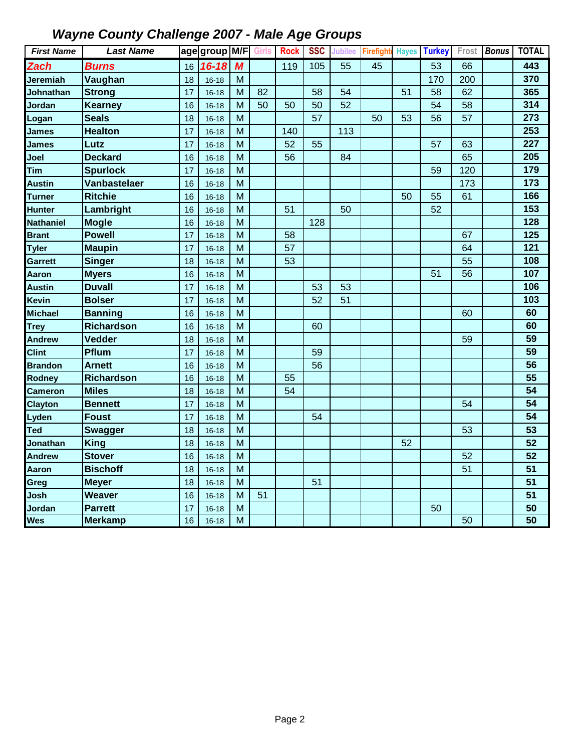# *Wayne County Challenge 2007 - Male Age Groups*

| *First Name* | *Last Name* | age | group | M/F | Girls | Rock | SSC | Jubilee | Firefight | Hayes | Turkey | Frost | *Bonus* | TOTAL |
|---|---|---|---|---|---|---|---|---|---|---|---|---|---|---|
| ***Zach*** | ***Burns*** | 16 | ***16-18*** | ***M*** | | 119 | 105 | 55 | 45 | | 53 | 66 | | **443** |
| **Jeremiah** | **Vaughan** | 18 | 16-18 | M | | | | | | | 170 | 200 | | **370** |
| **Johnathan** | **Strong** | 17 | 16-18 | M | 82 | | 58 | 54 | | 51 | 58 | 62 | | **365** |
| **Jordan** | **Kearney** | 16 | 16-18 | M | 50 | 50 | 50 | 52 | | | 54 | 58 | | **314** |
| **Logan** | **Seals** | 18 | 16-18 | M | | | 57 | | 50 | 53 | 56 | 57 | | **273** |
| **James** | **Healton** | 17 | 16-18 | M | | 140 | | 113 | | | | | | **253** |
| **James** | **Lutz** | 17 | 16-18 | M | | 52 | 55 | | | | 57 | 63 | | **227** |
| **Joel** | **Deckard** | 16 | 16-18 | M | | 56 | | 84 | | | | 65 | | **205** |
| **Tim** | **Spurlock** | 17 | 16-18 | M | | | | | | | 59 | 120 | | **179** |
| **Austin** | **Vanbastelaer** | 16 | 16-18 | M | | | | | | | | 173 | | **173** |
| **Turner** | **Ritchie** | 16 | 16-18 | M | | | | | | 50 | 55 | 61 | | **166** |
| **Hunter** | **Lambright** | 16 | 16-18 | M | | 51 | | 50 | | | 52 | | | **153** |
| **Nathaniel** | **Mogle** | 16 | 16-18 | M | | | 128 | | | | | | | **128** |
| **Brant** | **Powell** | 17 | 16-18 | M | | 58 | | | | | | 67 | | **125** |
| **Tyler** | **Maupin** | 17 | 16-18 | M | | 57 | | | | | | 64 | | **121** |
| **Garrett** | **Singer** | 18 | 16-18 | M | | 53 | | | | | | 55 | | **108** |
| **Aaron** | **Myers** | 16 | 16-18 | M | | | | | | | 51 | 56 | | **107** |
| **Austin** | **Duvall** | 17 | 16-18 | M | | | 53 | 53 | | | | | | **106** |
| **Kevin** | **Bolser** | 17 | 16-18 | M | | | 52 | 51 | | | | | | **103** |
| **Michael** | **Banning** | 16 | 16-18 | M | | | | | | | | 60 | | **60** |
| **Trey** | **Richardson** | 16 | 16-18 | M | | | 60 | | | | | | | **60** |
| **Andrew** | **Vedder** | 18 | 16-18 | M | | | | | | | | 59 | | **59** |
| **Clint** | **Pflum** | 17 | 16-18 | M | | | 59 | | | | | | | **59** |
| **Brandon** | **Arnett** | 16 | 16-18 | M | | | 56 | | | | | | | **56** |
| **Rodney** | **Richardson** | 16 | 16-18 | M | | 55 | | | | | | | | **55** |
| **Cameron** | **Miles** | 18 | 16-18 | M | | 54 | | | | | | | | **54** |
| **Clayton** | **Bennett** | 17 | 16-18 | M | | | | | | | | 54 | | **54** |
| **Lyden** | **Foust** | 17 | 16-18 | M | | | 54 | | | | | | | **54** |
| **Ted** | **Swagger** | 18 | 16-18 | M | | | | | | | | 53 | | **53** |
| **Jonathan** | **King** | 18 | 16-18 | M | | | | | | 52 | | | | **52** |
| **Andrew** | **Stover** | 16 | 16-18 | M | | | | | | | | 52 | | **52** |
| **Aaron** | **Bischoff** | 18 | 16-18 | M | | | | | | | | 51 | | **51** |
| **Greg** | **Meyer** | 18 | 16-18 | M | | | 51 | | | | | | | **51** |
| **Josh** | **Weaver** | 16 | 16-18 | M | 51 | | | | | | | | | **51** |
| **Jordan** | **Parrett** | 17 | 16-18 | M | | | | | | | 50 | | | **50** |
| **Wes** | **Merkamp** | 16 | 16-18 | M | | | | | | | | 50 | | **50** |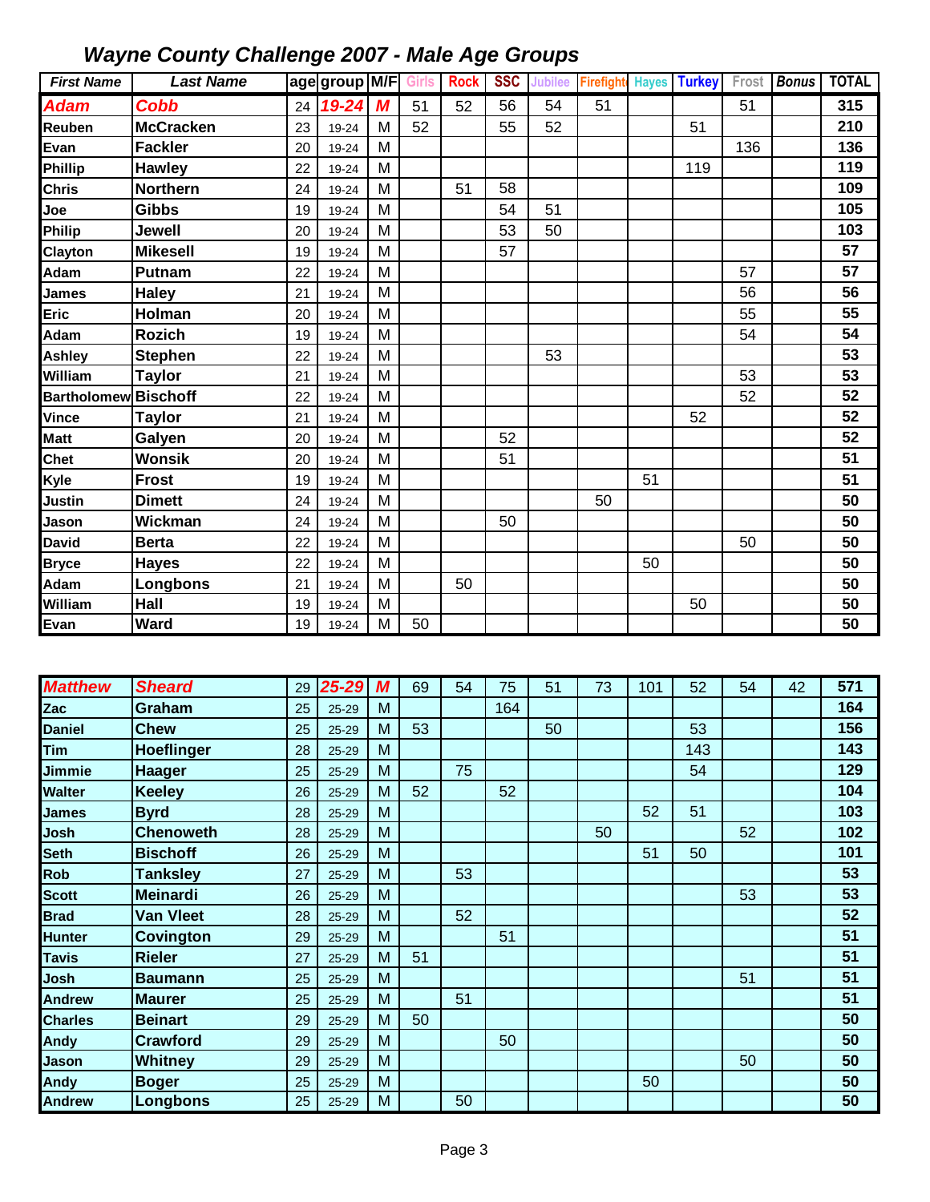## *Wayne County Challenge 2007 - Male Age Groups*

| First Name | Last Name | age | group | M/F | Girls | Rock | SSC | Jubilee | Firefight | Hayes | Turkey | Frost | Bonus | TOTAL |
|---|---|---|---|---|---|---|---|---|---|---|---|---|---|---|
| Adam | Cobb | 24 | 19-24 | M | 51 | 52 | 56 | 54 | 51 | | | 51 | | 315 |
| Reuben | McCracken | 23 | 19-24 | M | 52 | | 55 | 52 | | | 51 | | | 210 |
| Evan | Fackler | 20 | 19-24 | M | | | | | | | | 136 | | 136 |
| Phillip | Hawley | 22 | 19-24 | M | | | | | | | 119 | | | 119 |
| Chris | Northern | 24 | 19-24 | M | | 51 | 58 | | | | | | | 109 |
| Joe | Gibbs | 19 | 19-24 | M | | | 54 | 51 | | | | | | 105 |
| Philip | Jewell | 20 | 19-24 | M | | | 53 | 50 | | | | | | 103 |
| Clayton | Mikesell | 19 | 19-24 | M | | | 57 | | | | | | | 57 |
| Adam | Putnam | 22 | 19-24 | M | | | | | | | | 57 | | 57 |
| James | Haley | 21 | 19-24 | M | | | | | | | | 56 | | 56 |
| Eric | Holman | 20 | 19-24 | M | | | | | | | | 55 | | 55 |
| Adam | Rozich | 19 | 19-24 | M | | | | | | | | 54 | | 54 |
| Ashley | Stephen | 22 | 19-24 | M | | | | 53 | | | | | | 53 |
| William | Taylor | 21 | 19-24 | M | | | | | | | | 53 | | 53 |
| Bartholomew | Bischoff | 22 | 19-24 | M | | | | | | | | 52 | | 52 |
| Vince | Taylor | 21 | 19-24 | M | | | | | | | 52 | | | 52 |
| Matt | Galyen | 20 | 19-24 | M | | | 52 | | | | | | | 52 |
| Chet | Wonsik | 20 | 19-24 | M | | | 51 | | | | | | | 51 |
| Kyle | Frost | 19 | 19-24 | M | | | | | | 51 | | | | 51 |
| Justin | Dimett | 24 | 19-24 | M | | | | | 50 | | | | | 50 |
| Jason | Wickman | 24 | 19-24 | M | | | 50 | | | | | | | 50 |
| David | Berta | 22 | 19-24 | M | | | | | | | | 50 | | 50 |
| Bryce | Hayes | 22 | 19-24 | M | | | | | | 50 | | | | 50 |
| Adam | Longbons | 21 | 19-24 | M | | 50 | | | | | | | | 50 |
| William | Hall | 19 | 19-24 | M | | | | | | | 50 | | | 50 |
| Evan | Ward | 19 | 19-24 | M | 50 | | | | | | | | | 50 |

| | | | | | | | | | | | | | | |
|---|---|---|---|---|---|---|---|---|---|---|---|---|---|---|
| Matthew | Sheard | 29 | 25-29 | M | 69 | 54 | 75 | 51 | 73 | 101 | 52 | 54 | 42 | 571 |
| Zac | Graham | 25 | 25-29 | M | | | 164 | | | | | | | 164 |
| Daniel | Chew | 25 | 25-29 | M | 53 | | | 50 | | | 53 | | | 156 |
| Tim | Hoeflinger | 28 | 25-29 | M | | | | | | | 143 | | | 143 |
| Jimmie | Haager | 25 | 25-29 | M | | 75 | | | | | 54 | | | 129 |
| Walter | Keeley | 26 | 25-29 | M | 52 | | 52 | | | | | | | 104 |
| James | Byrd | 28 | 25-29 | M | | | | | | 52 | 51 | | | 103 |
| Josh | Chenoweth | 28 | 25-29 | M | | | | | 50 | | | 52 | | 102 |
| Seth | Bischoff | 26 | 25-29 | M | | | | | | 51 | 50 | | | 101 |
| Rob | Tanksley | 27 | 25-29 | M | | 53 | | | | | | | | 53 |
| Scott | Meinardi | 26 | 25-29 | M | | | | | | | | 53 | | 53 |
| Brad | Van Vleet | 28 | 25-29 | M | | 52 | | | | | | | | 52 |
| Hunter | Covington | 29 | 25-29 | M | | | 51 | | | | | | | 51 |
| Tavis | Rieler | 27 | 25-29 | M | 51 | | | | | | | | | 51 |
| Josh | Baumann | 25 | 25-29 | M | | | | | | | | 51 | | 51 |
| Andrew | Maurer | 25 | 25-29 | M | | 51 | | | | | | | | 51 |
| Charles | Beinart | 29 | 25-29 | M | 50 | | | | | | | | | 50 |
| Andy | Crawford | 29 | 25-29 | M | | | 50 | | | | | | | 50 |
| Jason | Whitney | 29 | 25-29 | M | | | | | | | | 50 | | 50 |
| Andy | Boger | 25 | 25-29 | M | | | | | | 50 | | | | 50 |
| Andrew | Longbons | 25 | 25-29 | M | | 50 | | | | | | | | 50 |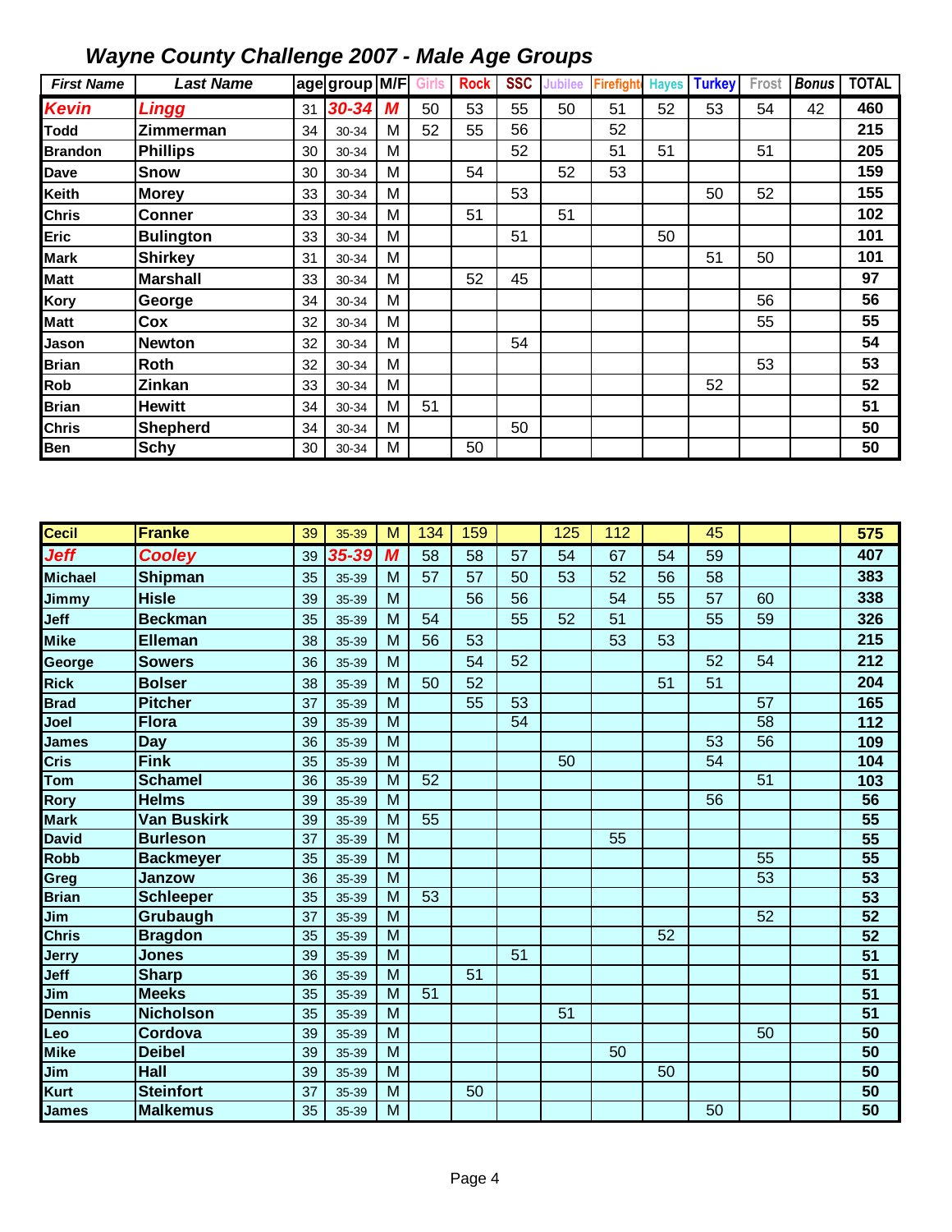# Wayne County Challenge 2007 - Male Age Groups

| First Name | Last Name | age | group | M/F | Girls | Rock | SSC | Jubilee | Firefight | Hayes | Turkey | Frost | Bonus | TOTAL |
|---|---|---|---|---|---|---|---|---|---|---|---|---|---|---|
| Kevin | Lingg | 31 | 30-34 | M | 50 | 53 | 55 | 50 | 51 | 52 | 53 | 54 | 42 | 460 |
| Todd | Zimmerman | 34 | 30-34 | M | 52 | 55 | 56 | | 52 | | | | | 215 |
| Brandon | Phillips | 30 | 30-34 | M | | | 52 | | 51 | 51 | | 51 | | 205 |
| Dave | Snow | 30 | 30-34 | M | | 54 | | 52 | 53 | | | | | 159 |
| Keith | Morey | 33 | 30-34 | M | | | 53 | | | | 50 | 52 | | 155 |
| Chris | Conner | 33 | 30-34 | M | | 51 | | 51 | | | | | | 102 |
| Eric | Bulington | 33 | 30-34 | M | | | 51 | | | 50 | | | | 101 |
| Mark | Shirkey | 31 | 30-34 | M | | | | | | | 51 | 50 | | 101 |
| Matt | Marshall | 33 | 30-34 | M | | 52 | 45 | | | | | | | 97 |
| Kory | George | 34 | 30-34 | M | | | | | | | | 56 | | 56 |
| Matt | Cox | 32 | 30-34 | M | | | | | | | | 55 | | 55 |
| Jason | Newton | 32 | 30-34 | M | | | 54 | | | | | | | 54 |
| Brian | Roth | 32 | 30-34 | M | | | | | | | | 53 | | 53 |
| Rob | Zinkan | 33 | 30-34 | M | | | | | | | 52 | | | 52 |
| Brian | Hewitt | 34 | 30-34 | M | 51 | | | | | | | | | 51 |
| Chris | Shepherd | 34 | 30-34 | M | | | 50 | | | | | | | 50 |
| Ben | Schy | 30 | 30-34 | M | | 50 | | | | | | | | 50 |

| | | | | | | | | | | | | | | |
|---|---|---|---|---|---|---|---|---|---|---|---|---|---|---|
| Cecil | Franke | 39 | 35-39 | M | 134 | 159 | | 125 | 112 | | 45 | | | 575 |
| Jeff | Cooley | 39 | 35-39 | M | 58 | 58 | 57 | 54 | 67 | 54 | 59 | | | 407 |
| Michael | Shipman | 35 | 35-39 | M | 57 | 57 | 50 | 53 | 52 | 56 | 58 | | | 383 |
| Jimmy | Hisle | 39 | 35-39 | M | | 56 | 56 | | 54 | 55 | 57 | 60 | | 338 |
| Jeff | Beckman | 35 | 35-39 | M | 54 | | 55 | 52 | 51 | | 55 | 59 | | 326 |
| Mike | Elleman | 38 | 35-39 | M | 56 | 53 | | | 53 | 53 | | | | 215 |
| George | Sowers | 36 | 35-39 | M | | 54 | 52 | | | | 52 | 54 | | 212 |
| Rick | Bolser | 38 | 35-39 | M | 50 | 52 | | | | 51 | 51 | | | 204 |
| Brad | Pitcher | 37 | 35-39 | M | | 55 | 53 | | | | | 57 | | 165 |
| Joel | Flora | 39 | 35-39 | M | | | 54 | | | | | 58 | | 112 |
| James | Day | 36 | 35-39 | M | | | | | | | 53 | 56 | | 109 |
| Cris | Fink | 35 | 35-39 | M | | | | 50 | | | 54 | | | 104 |
| Tom | Schamel | 36 | 35-39 | M | 52 | | | | | | | 51 | | 103 |
| Rory | Helms | 39 | 35-39 | M | | | | | | | 56 | | | 56 |
| Mark | Van Buskirk | 39 | 35-39 | M | 55 | | | | | | | | | 55 |
| David | Burleson | 37 | 35-39 | M | | | | | 55 | | | | | 55 |
| Robb | Backmeyer | 35 | 35-39 | M | | | | | | | | 55 | | 55 |
| Greg | Janzow | 36 | 35-39 | M | | | | | | | | 53 | | 53 |
| Brian | Schleeper | 35 | 35-39 | M | 53 | | | | | | | | | 53 |
| Jim | Grubaugh | 37 | 35-39 | M | | | | | | | | 52 | | 52 |
| Chris | Bragdon | 35 | 35-39 | M | | | | | | 52 | | | | 52 |
| Jerry | Jones | 39 | 35-39 | M | | | 51 | | | | | | | 51 |
| Jeff | Sharp | 36 | 35-39 | M | | 51 | | | | | | | | 51 |
| Jim | Meeks | 35 | 35-39 | M | 51 | | | | | | | | | 51 |
| Dennis | Nicholson | 35 | 35-39 | M | | | | 51 | | | | | | 51 |
| Leo | Cordova | 39 | 35-39 | M | | | | | | | | 50 | | 50 |
| Mike | Deibel | 39 | 35-39 | M | | | | | 50 | | | | | 50 |
| Jim | Hall | 39 | 35-39 | M | | | | | | 50 | | | | 50 |
| Kurt | Steinfort | 37 | 35-39 | M | | 50 | | | | | | | | 50 |
| James | Malkemus | 35 | 35-39 | M | | | | | | | 50 | | | 50 |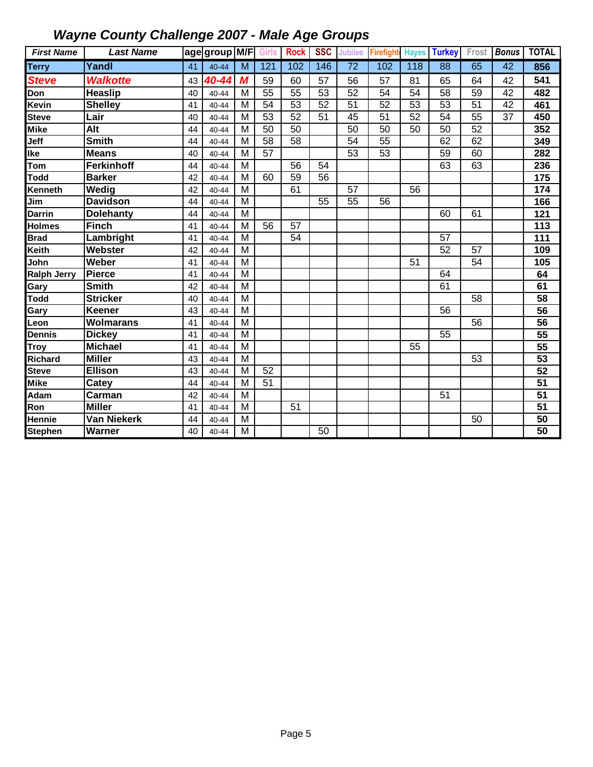## *Wayne County Challenge 2007 - Male Age Groups*

| First Name | Last Name | age | group | M/F | Girls | Rock | SSC | Jubilee | Firefight | Hayes | Turkey | Frost | Bonus | TOTAL |
|---|---|---|---|---|---|---|---|---|---|---|---|---|---|---|
| Terry | Yandl | 41 | 40-44 | M | 121 | 102 | 146 | 72 | 102 | 118 | 88 | 65 | 42 | 856 |
| Steve | Walkotte | 43 | 40-44 | M | 59 | 60 | 57 | 56 | 57 | 81 | 65 | 64 | 42 | 541 |
| Don | Heaslip | 40 | 40-44 | M | 55 | 55 | 53 | 52 | 54 | 54 | 58 | 59 | 42 | 482 |
| Kevin | Shelley | 41 | 40-44 | M | 54 | 53 | 52 | 51 | 52 | 53 | 53 | 51 | 42 | 461 |
| Steve | Lair | 40 | 40-44 | M | 53 | 52 | 51 | 45 | 51 | 52 | 54 | 55 | 37 | 450 |
| Mike | Alt | 44 | 40-44 | M | 50 | 50 | | 50 | 50 | 50 | 50 | 52 | | 352 |
| Jeff | Smith | 44 | 40-44 | M | 58 | 58 | | 54 | 55 | | 62 | 62 | | 349 |
| Ike | Means | 40 | 40-44 | M | 57 | | | 53 | 53 | | 59 | 60 | | 282 |
| Tom | Ferkinhoff | 44 | 40-44 | M | | 56 | 54 | | | | 63 | 63 | | 236 |
| Todd | Barker | 42 | 40-44 | M | 60 | 59 | 56 | | | | | | | 175 |
| Kenneth | Wedig | 42 | 40-44 | M | | 61 | | 57 | | 56 | | | | 174 |
| Jim | Davidson | 44 | 40-44 | M | | | 55 | 55 | 56 | | | | | 166 |
| Darrin | Dolehanty | 44 | 40-44 | M | | | | | | | 60 | 61 | | 121 |
| Holmes | Finch | 41 | 40-44 | M | 56 | 57 | | | | | | | | 113 |
| Brad | Lambright | 41 | 40-44 | M | | 54 | | | | | 57 | | | 111 |
| Keith | Webster | 42 | 40-44 | M | | | | | | | 52 | 57 | | 109 |
| John | Weber | 41 | 40-44 | M | | | | | | 51 | | 54 | | 105 |
| Ralph Jerry | Pierce | 41 | 40-44 | M | | | | | | | 64 | | | 64 |
| Gary | Smith | 42 | 40-44 | M | | | | | | | 61 | | | 61 |
| Todd | Stricker | 40 | 40-44 | M | | | | | | | | 58 | | 58 |
| Gary | Keener | 43 | 40-44 | M | | | | | | | 56 | | | 56 |
| Leon | Wolmarans | 41 | 40-44 | M | | | | | | | | 56 | | 56 |
| Dennis | Dickey | 41 | 40-44 | M | | | | | | | 55 | | | 55 |
| Troy | Michael | 41 | 40-44 | M | | | | | | 55 | | | | 55 |
| Richard | Miller | 43 | 40-44 | M | | | | | | | | 53 | | 53 |
| Steve | Ellison | 43 | 40-44 | M | 52 | | | | | | | | | 52 |
| Mike | Catey | 44 | 40-44 | M | 51 | | | | | | | | | 51 |
| Adam | Carman | 42 | 40-44 | M | | | | | | | 51 | | | 51 |
| Ron | Miller | 41 | 40-44 | M | | 51 | | | | | | | | 51 |
| Hennie | Van Niekerk | 44 | 40-44 | M | | | | | | | | 50 | | 50 |
| Stephen | Warner | 40 | 40-44 | M | | | 50 | | | | | | | 50 |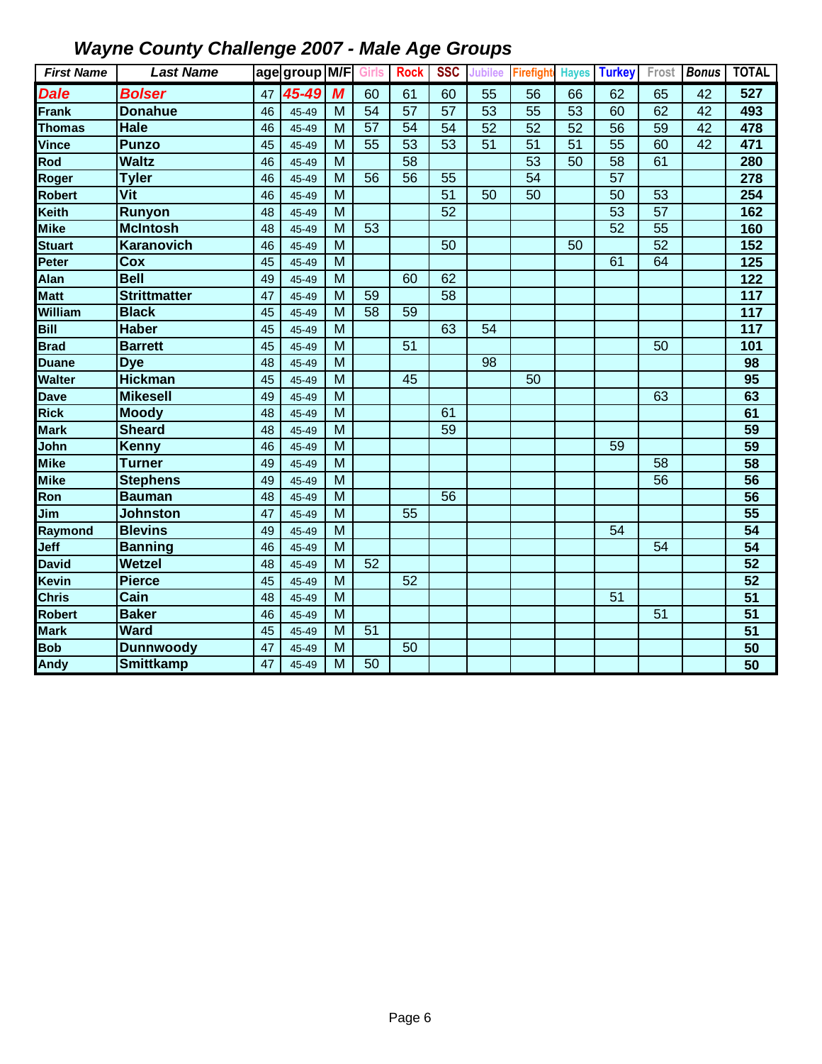# *Wayne County Challenge 2007 - Male Age Groups*

| First Name | Last Name | age | group | M/F | Girls | Rock | SSC | Jubilee | Firefight | Hayes | Turkey | Frost | Bonus | TOTAL |
|---|---|---|---|---|---|---|---|---|---|---|---|---|---|---|
| Dale | Bolser | 47 | 45-49 | M | 60 | 61 | 60 | 55 | 56 | 66 | 62 | 65 | 42 | 527 |
| Frank | Donahue | 46 | 45-49 | M | 54 | 57 | 57 | 53 | 55 | 53 | 60 | 62 | 42 | 493 |
| Thomas | Hale | 46 | 45-49 | M | 57 | 54 | 54 | 52 | 52 | 52 | 56 | 59 | 42 | 478 |
| Vince | Punzo | 45 | 45-49 | M | 55 | 53 | 53 | 51 | 51 | 51 | 55 | 60 | 42 | 471 |
| Rod | Waltz | 46 | 45-49 | M | | 58 | | | 53 | 50 | 58 | 61 | | 280 |
| Roger | Tyler | 46 | 45-49 | M | 56 | 56 | 55 | | 54 | | 57 | | | 278 |
| Robert | Vit | 46 | 45-49 | M | | | 51 | 50 | 50 | | 50 | 53 | | 254 |
| Keith | Runyon | 48 | 45-49 | M | | | 52 | | | | 53 | 57 | | 162 |
| Mike | McIntosh | 48 | 45-49 | M | 53 | | | | | | 52 | 55 | | 160 |
| Stuart | Karanovich | 46 | 45-49 | M | | | 50 | | | 50 | | 52 | | 152 |
| Peter | Cox | 45 | 45-49 | M | | | | | | | 61 | 64 | | 125 |
| Alan | Bell | 49 | 45-49 | M | | 60 | 62 | | | | | | | 122 |
| Matt | Strittmatter | 47 | 45-49 | M | 59 | | 58 | | | | | | | 117 |
| William | Black | 45 | 45-49 | M | 58 | 59 | | | | | | | | 117 |
| Bill | Haber | 45 | 45-49 | M | | | 63 | 54 | | | | | | 117 |
| Brad | Barrett | 45 | 45-49 | M | | 51 | | | | | | 50 | | 101 |
| Duane | Dye | 48 | 45-49 | M | | | | 98 | | | | | | 98 |
| Walter | Hickman | 45 | 45-49 | M | | 45 | | | 50 | | | | | 95 |
| Dave | Mikesell | 49 | 45-49 | M | | | | | | | | 63 | | 63 |
| Rick | Moody | 48 | 45-49 | M | | | 61 | | | | | | | 61 |
| Mark | Sheard | 48 | 45-49 | M | | | 59 | | | | | | | 59 |
| John | Kenny | 46 | 45-49 | M | | | | | | | 59 | | | 59 |
| Mike | Turner | 49 | 45-49 | M | | | | | | | | 58 | | 58 |
| Mike | Stephens | 49 | 45-49 | M | | | | | | | | 56 | | 56 |
| Ron | Bauman | 48 | 45-49 | M | | | 56 | | | | | | | 56 |
| Jim | Johnston | 47 | 45-49 | M | | 55 | | | | | | | | 55 |
| Raymond | Blevins | 49 | 45-49 | M | | | | | | | 54 | | | 54 |
| Jeff | Banning | 46 | 45-49 | M | | | | | | | | 54 | | 54 |
| David | Wetzel | 48 | 45-49 | M | 52 | | | | | | | | | 52 |
| Kevin | Pierce | 45 | 45-49 | M | | 52 | | | | | | | | 52 |
| Chris | Cain | 48 | 45-49 | M | | | | | | | 51 | | | 51 |
| Robert | Baker | 46 | 45-49 | M | | | | | | | | 51 | | 51 |
| Mark | Ward | 45 | 45-49 | M | 51 | | | | | | | | | 51 |
| Bob | Dunnwoody | 47 | 45-49 | M | | 50 | | | | | | | | 50 |
| Andy | Smittkamp | 47 | 45-49 | M | 50 | | | | | | | | | 50 |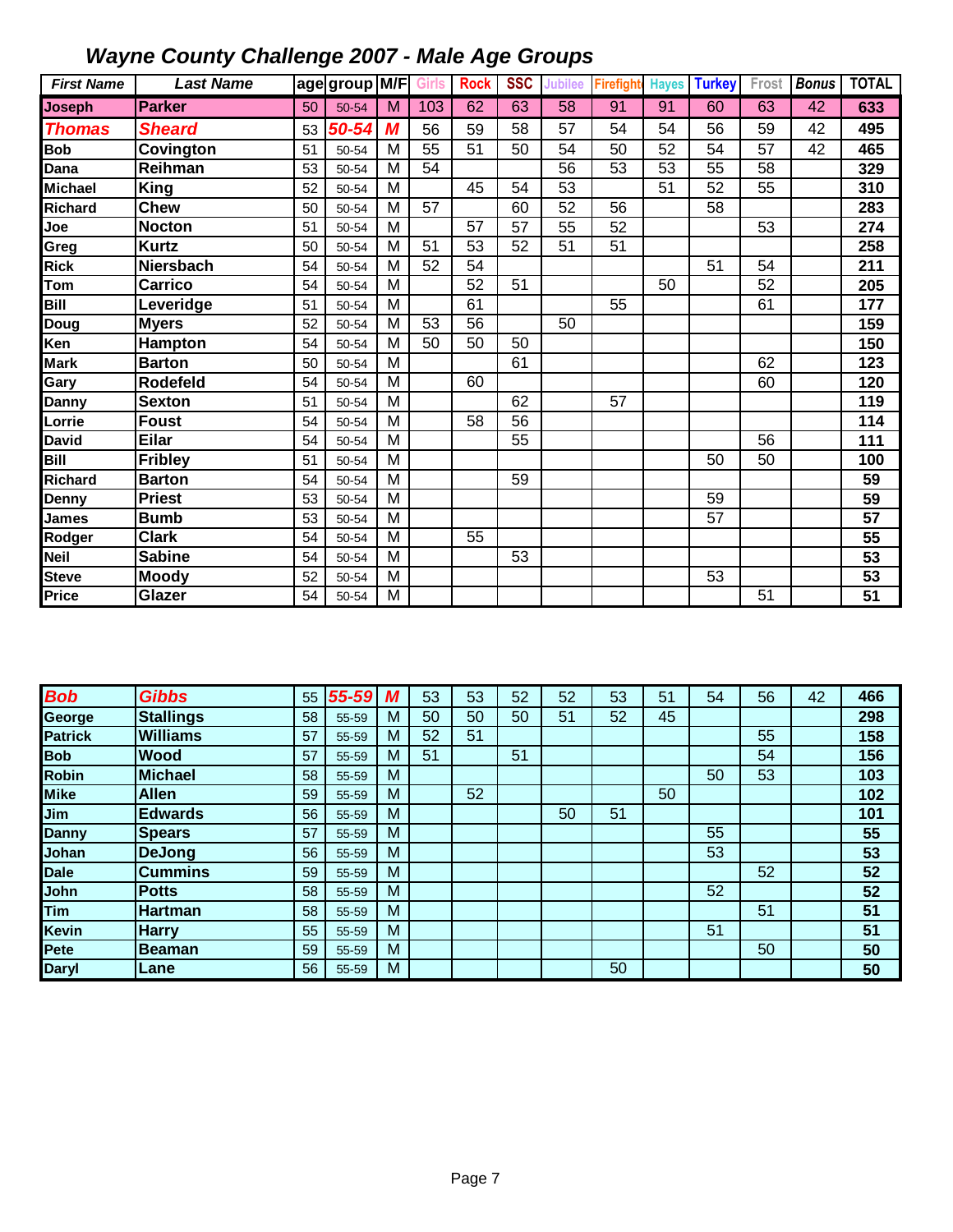## *Wayne County Challenge 2007 - Male Age Groups*

| First Name | Last Name | age | group | M/F | Girls | Rock | SSC | Jubilee | Firefight | Hayes | Turkey | Frost | Bonus | TOTAL |
|---|---|---|---|---|---|---|---|---|---|---|---|---|---|---|
| Joseph | Parker | 50 | 50-54 | M | 103 | 62 | 63 | 58 | 91 | 91 | 60 | 63 | 42 | 633 |
| Thomas | Sheard | 53 | 50-54 | M | 56 | 59 | 58 | 57 | 54 | 54 | 56 | 59 | 42 | 495 |
| Bob | Covington | 51 | 50-54 | M | 55 | 51 | 50 | 54 | 50 | 52 | 54 | 57 | 42 | 465 |
| Dana | Reihman | 53 | 50-54 | M | 54 | | | 56 | 53 | 53 | 55 | 58 | | 329 |
| Michael | King | 52 | 50-54 | M | | 45 | 54 | 53 | | 51 | 52 | 55 | | 310 |
| Richard | Chew | 50 | 50-54 | M | 57 | | 60 | 52 | 56 | | 58 | | | 283 |
| Joe | Nocton | 51 | 50-54 | M | | 57 | 57 | 55 | 52 | | | 53 | | 274 |
| Greg | Kurtz | 50 | 50-54 | M | 51 | 53 | 52 | 51 | 51 | | | | | 258 |
| Rick | Niersbach | 54 | 50-54 | M | 52 | 54 | | | | | 51 | 54 | | 211 |
| Tom | Carrico | 54 | 50-54 | M | | 52 | 51 | | | 50 | | 52 | | 205 |
| Bill | Leveridge | 51 | 50-54 | M | | 61 | | | 55 | | | 61 | | 177 |
| Doug | Myers | 52 | 50-54 | M | 53 | 56 | | 50 | | | | | | 159 |
| Ken | Hampton | 54 | 50-54 | M | 50 | 50 | 50 | | | | | | | 150 |
| Mark | Barton | 50 | 50-54 | M | | | 61 | | | | | 62 | | 123 |
| Gary | Rodefeld | 54 | 50-54 | M | | 60 | | | | | | 60 | | 120 |
| Danny | Sexton | 51 | 50-54 | M | | | 62 | | 57 | | | | | 119 |
| Lorrie | Foust | 54 | 50-54 | M | | 58 | 56 | | | | | | | 114 |
| David | Eilar | 54 | 50-54 | M | | | 55 | | | | | 56 | | 111 |
| Bill | Fribley | 51 | 50-54 | M | | | | | | | 50 | 50 | | 100 |
| Richard | Barton | 54 | 50-54 | M | | | 59 | | | | | | | 59 |
| Denny | Priest | 53 | 50-54 | M | | | | | | | 59 | | | 59 |
| James | Bumb | 53 | 50-54 | M | | | | | | | 57 | | | 57 |
| Rodger | Clark | 54 | 50-54 | M | | 55 | | | | | | | | 55 |
| Neil | Sabine | 54 | 50-54 | M | | | 53 | | | | | | | 53 |
| Steve | Moody | 52 | 50-54 | M | | | | | | | 53 | | | 53 |
| Price | Glazer | 54 | 50-54 | M | | | | | | | | 51 | | 51 |

| | | | | | | | | | | | | | | |
|---|---|---|---|---|---|---|---|---|---|---|---|---|---|---|
| Bob | Gibbs | 55 | 55-59 | M | 53 | 53 | 52 | 52 | 53 | 51 | 54 | 56 | 42 | 466 |
| George | Stallings | 58 | 55-59 | M | 50 | 50 | 50 | 51 | 52 | 45 | | | | 298 |
| Patrick | Williams | 57 | 55-59 | M | 52 | 51 | | | | | | 55 | | 158 |
| Bob | Wood | 57 | 55-59 | M | 51 | | 51 | | | | | 54 | | 156 |
| Robin | Michael | 58 | 55-59 | M | | | | | | | 50 | 53 | | 103 |
| Mike | Allen | 59 | 55-59 | M | | 52 | | | | 50 | | | | 102 |
| Jim | Edwards | 56 | 55-59 | M | | | | 50 | 51 | | | | | 101 |
| Danny | Spears | 57 | 55-59 | M | | | | | | | 55 | | | 55 |
| Johan | DeJong | 56 | 55-59 | M | | | | | | | 53 | | | 53 |
| Dale | Cummins | 59 | 55-59 | M | | | | | | | | 52 | | 52 |
| John | Potts | 58 | 55-59 | M | | | | | | | 52 | | | 52 |
| Tim | Hartman | 58 | 55-59 | M | | | | | | | | 51 | | 51 |
| Kevin | Harry | 55 | 55-59 | M | | | | | | | 51 | | | 51 |
| Pete | Beaman | 59 | 55-59 | M | | | | | | | | 50 | | 50 |
| Daryl | Lane | 56 | 55-59 | M | | | | | 50 | | | | | 50 |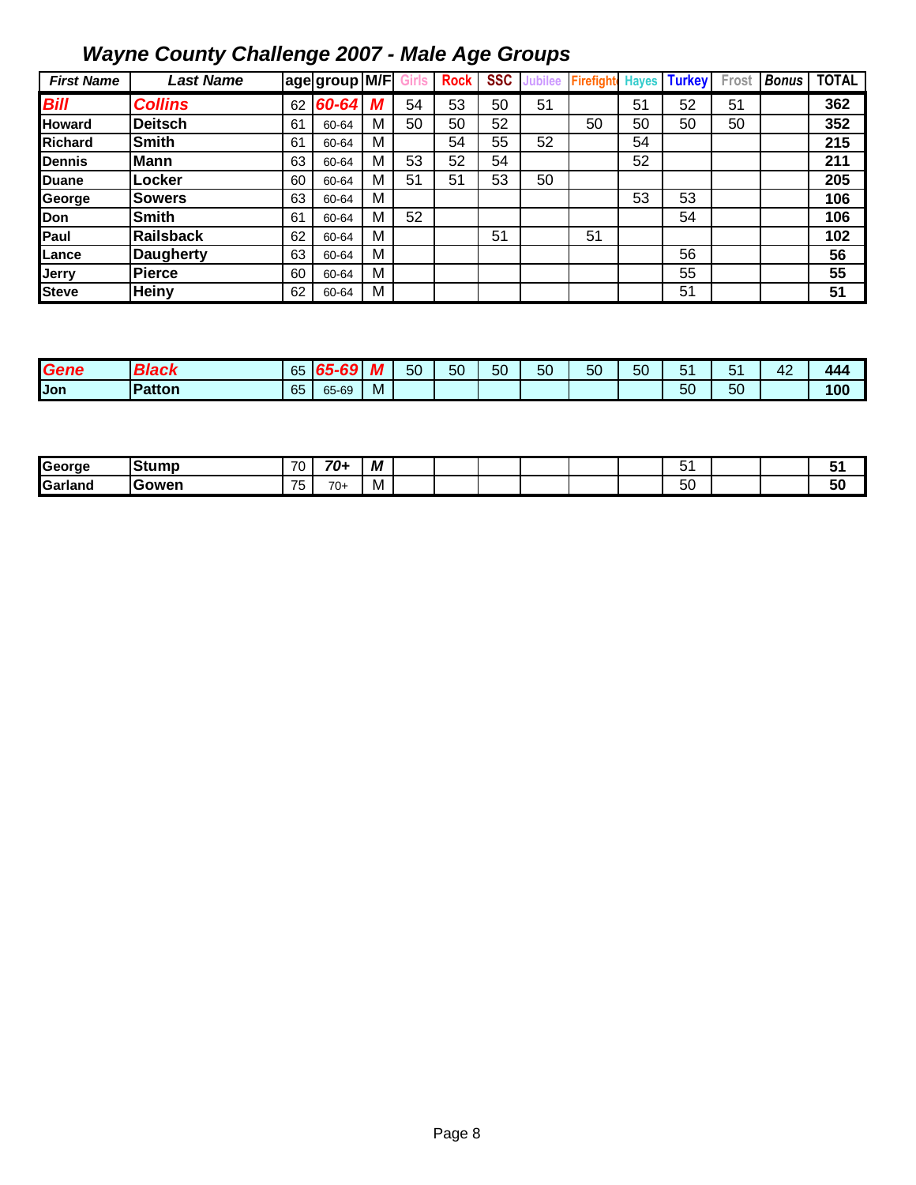# *Wayne County Challenge 2007 - Male Age Groups*

| First Name | Last Name | age | group | M/F | Girls | Rock | SSC | Jubilee | Firefight | Hayes | Turkey | Frost | Bonus | TOTAL |
|---|---|---|---|---|---|---|---|---|---|---|---|---|---|---|
| ***Bill*** | ***Collins*** | 62 | ***60-64*** | ***M*** | 54 | 53 | 50 | 51 | | 51 | 52 | 51 | | **362** |
| **Howard** | **Deitsch** | 61 | 60-64 | M | 50 | 50 | 52 | | 50 | 50 | 50 | 50 | | **352** |
| **Richard** | **Smith** | 61 | 60-64 | M | | 54 | 55 | 52 | | 54 | | | | **215** |
| **Dennis** | **Mann** | 63 | 60-64 | M | 53 | 52 | 54 | | | 52 | | | | **211** |
| **Duane** | **Locker** | 60 | 60-64 | M | 51 | 51 | 53 | 50 | | | | | | **205** |
| **George** | **Sowers** | 63 | 60-64 | M | | | | | | 53 | 53 | | | **106** |
| **Don** | **Smith** | 61 | 60-64 | M | 52 | | | | | | 54 | | | **106** |
| **Paul** | **Railsback** | 62 | 60-64 | M | | | 51 | | 51 | | | | | **102** |
| **Lance** | **Daugherty** | 63 | 60-64 | M | | | | | | | 56 | | | **56** |
| **Jerry** | **Pierce** | 60 | 60-64 | M | | | | | | | 55 | | | **55** |
| **Steve** | **Heiny** | 62 | 60-64 | M | | | | | | | 51 | | | **51** |
| | | | | | | | | | | | | | | |
| ***Gene*** | ***Black*** | 65 | ***65-69*** | ***M*** | 50 | 50 | 50 | 50 | 50 | 50 | 51 | 51 | 42 | **444** |
| **Jon** | **Patton** | 65 | 65-69 | M | | | | | | | 50 | 50 | | **100** |
| | | | | | | | | | | | | | | |
| **George** | **Stump** | 70 | ***70+*** | ***M*** | | | | | | | 51 | | | **51** |
| **Garland** | **Gowen** | 75 | 70+ | M | | | | | | | 50 | | | **50** |